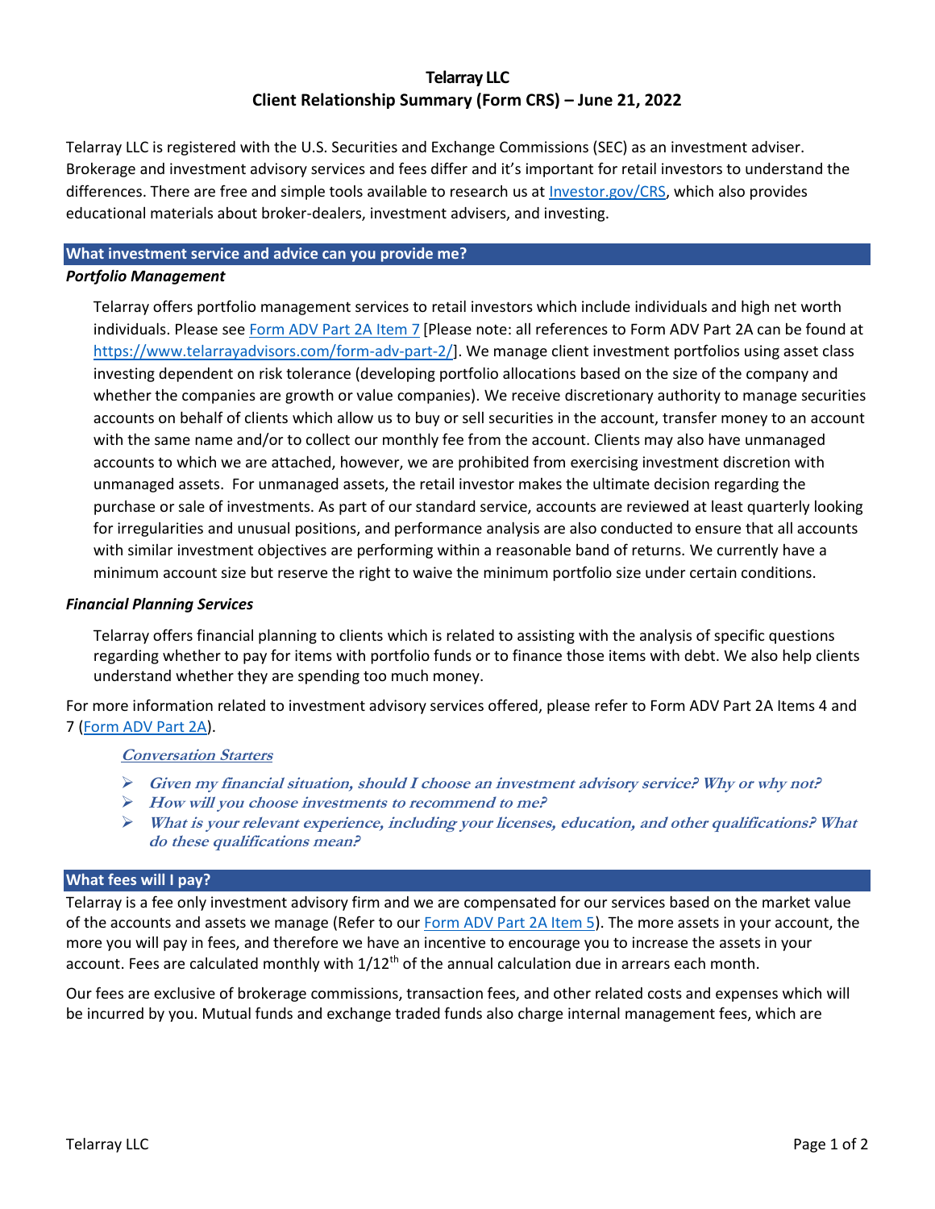# Telarray LLC
## Client Relationship Summary (Form CRS) – June 21, 2022

Telarray LLC is registered with the U.S. Securities and Exchange Commissions (SEC) as an investment adviser. Brokerage and investment advisory services and fees differ and it's important for retail investors to understand the differences. There are free and simple tools available to research us at [Investor.gov/CRS](Investor.gov/CRS), which also provides educational materials about broker-dealers, investment advisers, and investing.

## What investment service and advice can you provide me?

### *Portfolio Management*

Telarray offers portfolio management services to retail investors which include individuals and high net worth individuals. Please see [Form ADV Part 2A Item 7](https://www.telarrayadvisors.com/form-adv-part-2/) [Please note: all references to Form ADV Part 2A can be found at https://www.telarrayadvisors.com/form-adv-part-2/]. We manage client investment portfolios using asset class investing dependent on risk tolerance (developing portfolio allocations based on the size of the company and whether the companies are growth or value companies). We receive discretionary authority to manage securities accounts on behalf of clients which allow us to buy or sell securities in the account, transfer money to an account with the same name and/or to collect our monthly fee from the account. Clients may also have unmanaged accounts to which we are attached, however, we are prohibited from exercising investment discretion with unmanaged assets. For unmanaged assets, the retail investor makes the ultimate decision regarding the purchase or sale of investments. As part of our standard service, accounts are reviewed at least quarterly looking for irregularities and unusual positions, and performance analysis are also conducted to ensure that all accounts with similar investment objectives are performing within a reasonable band of returns. We currently have a minimum account size but reserve the right to waive the minimum portfolio size under certain conditions.

### *Financial Planning Services*

Telarray offers financial planning to clients which is related to assisting with the analysis of specific questions regarding whether to pay for items with portfolio funds or to finance those items with debt. We also help clients understand whether they are spending too much money.

For more information related to investment advisory services offered, please refer to Form ADV Part 2A Items 4 and 7 ([Form ADV Part 2A](https://www.telarrayadvisors.com/form-adv-part-2/)).

***Conversation Starters***

- ***Given my financial situation, should I choose an investment advisory service? Why or why not?***
- ***How will you choose investments to recommend to me?***
- ***What is your relevant experience, including your licenses, education, and other qualifications? What do these qualifications mean?***

## What fees will I pay?

Telarray is a fee only investment advisory firm and we are compensated for our services based on the market value of the accounts and assets we manage (Refer to our [Form ADV Part 2A Item 5](https://www.telarrayadvisors.com/form-adv-part-2/)). The more assets in your account, the more you will pay in fees, and therefore we have an incentive to encourage you to increase the assets in your account. Fees are calculated monthly with 1/12th of the annual calculation due in arrears each month.

Our fees are exclusive of brokerage commissions, transaction fees, and other related costs and expenses which will be incurred by you. Mutual funds and exchange traded funds also charge internal management fees, which are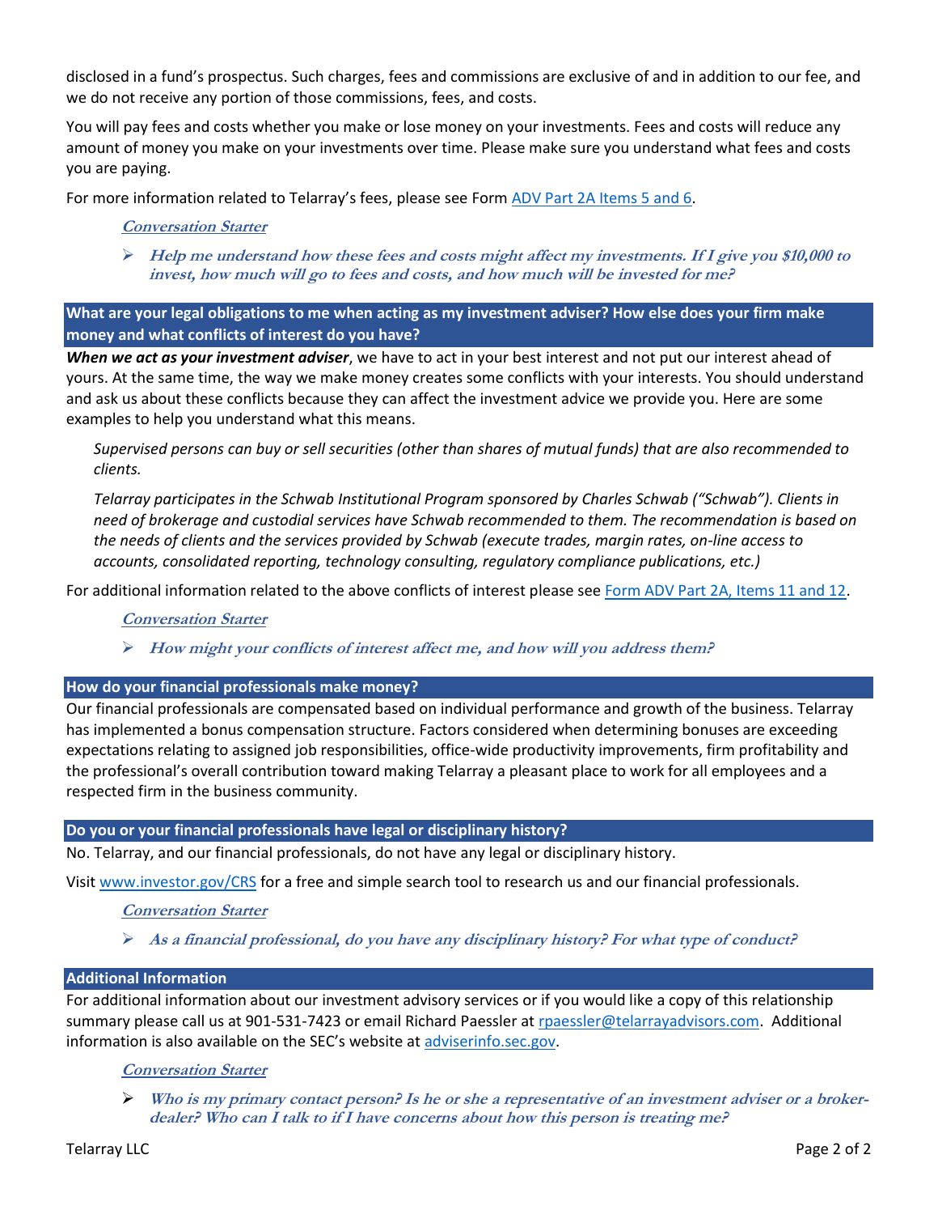disclosed in a fund's prospectus. Such charges, fees and commissions are exclusive of and in addition to our fee, and we do not receive any portion of those commissions, fees, and costs.

You will pay fees and costs whether you make or lose money on your investments. Fees and costs will reduce any amount of money you make on your investments over time. Please make sure you understand what fees and costs you are paying.

For more information related to Telarray's fees, please see Form ADV Part 2A Items 5 and 6.

***Conversation Starter***

- ***Help me understand how these fees and costs might affect my investments. If I give you $10,000 to invest, how much will go to fees and costs, and how much will be invested for me?***

## What are your legal obligations to me when acting as my investment adviser? How else does your firm make money and what conflicts of interest do you have?

***When we act as your investment adviser***, we have to act in your best interest and not put our interest ahead of yours. At the same time, the way we make money creates some conflicts with your interests. You should understand and ask us about these conflicts because they can affect the investment advice we provide you. Here are some examples to help you understand what this means.

*Supervised persons can buy or sell securities (other than shares of mutual funds) that are also recommended to clients.*

*Telarray participates in the Schwab Institutional Program sponsored by Charles Schwab ("Schwab"). Clients in need of brokerage and custodial services have Schwab recommended to them. The recommendation is based on the needs of clients and the services provided by Schwab (execute trades, margin rates, on-line access to accounts, consolidated reporting, technology consulting, regulatory compliance publications, etc.)*

For additional information related to the above conflicts of interest please see Form ADV Part 2A, Items 11 and 12.

***Conversation Starter***

- ***How might your conflicts of interest affect me, and how will you address them?***

## How do your financial professionals make money?

Our financial professionals are compensated based on individual performance and growth of the business. Telarray has implemented a bonus compensation structure. Factors considered when determining bonuses are exceeding expectations relating to assigned job responsibilities, office-wide productivity improvements, firm profitability and the professional's overall contribution toward making Telarray a pleasant place to work for all employees and a respected firm in the business community.

## Do you or your financial professionals have legal or disciplinary history?

No. Telarray, and our financial professionals, do not have any legal or disciplinary history.

Visit www.investor.gov/CRS for a free and simple search tool to research us and our financial professionals.

***Conversation Starter***

- ***As a financial professional, do you have any disciplinary history? For what type of conduct?***

## Additional Information

For additional information about our investment advisory services or if you would like a copy of this relationship summary please call us at 901-531-7423 or email Richard Paessler at rpaessler@telarrayadvisors.com. Additional information is also available on the SEC's website at adviserinfo.sec.gov.

***Conversation Starter***

- ***Who is my primary contact person? Is he or she a representative of an investment adviser or a broker-dealer? Who can I talk to if I have concerns about how this person is treating me?***